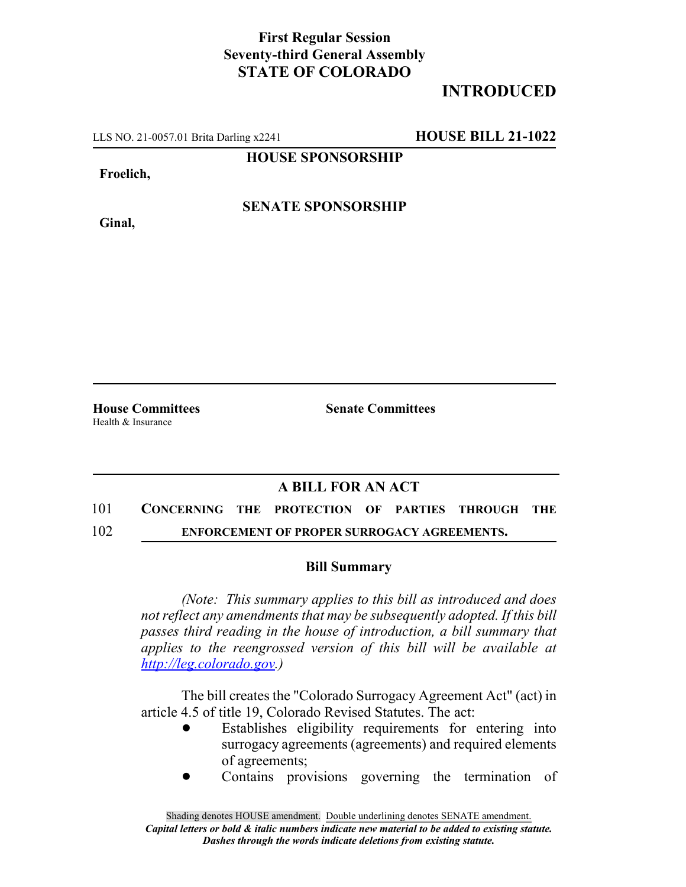**First Regular Session**
**Seventy-third General Assembly**
**STATE OF COLORADO**

**INTRODUCED**

LLS NO. 21-0057.01 Brita Darling x2241 **HOUSE BILL 21-1022**

**HOUSE SPONSORSHIP**

**Froelich,**

**SENATE SPONSORSHIP**

**Ginal,**

**House Committees**
Health & Insurance

**Senate Committees**

## A BILL FOR AN ACT

101 **CONCERNING THE PROTECTION OF PARTIES THROUGH THE**
102 **ENFORCEMENT OF PROPER SURROGACY AGREEMENTS.**

### Bill Summary

*(Note: This summary applies to this bill as introduced and does not reflect any amendments that may be subsequently adopted. If this bill passes third reading in the house of introduction, a bill summary that applies to the reengrossed version of this bill will be available at http://leg.colorado.gov.)*

The bill creates the "Colorado Surrogacy Agreement Act" (act) in article 4.5 of title 19, Colorado Revised Statutes. The act:

- Establishes eligibility requirements for entering into surrogacy agreements (agreements) and required elements of agreements;
- Contains provisions governing the termination of

Shading denotes HOUSE amendment. Double underlining denotes SENATE amendment.
*Capital letters or bold & italic numbers indicate new material to be added to existing statute.*
*Dashes through the words indicate deletions from existing statute.*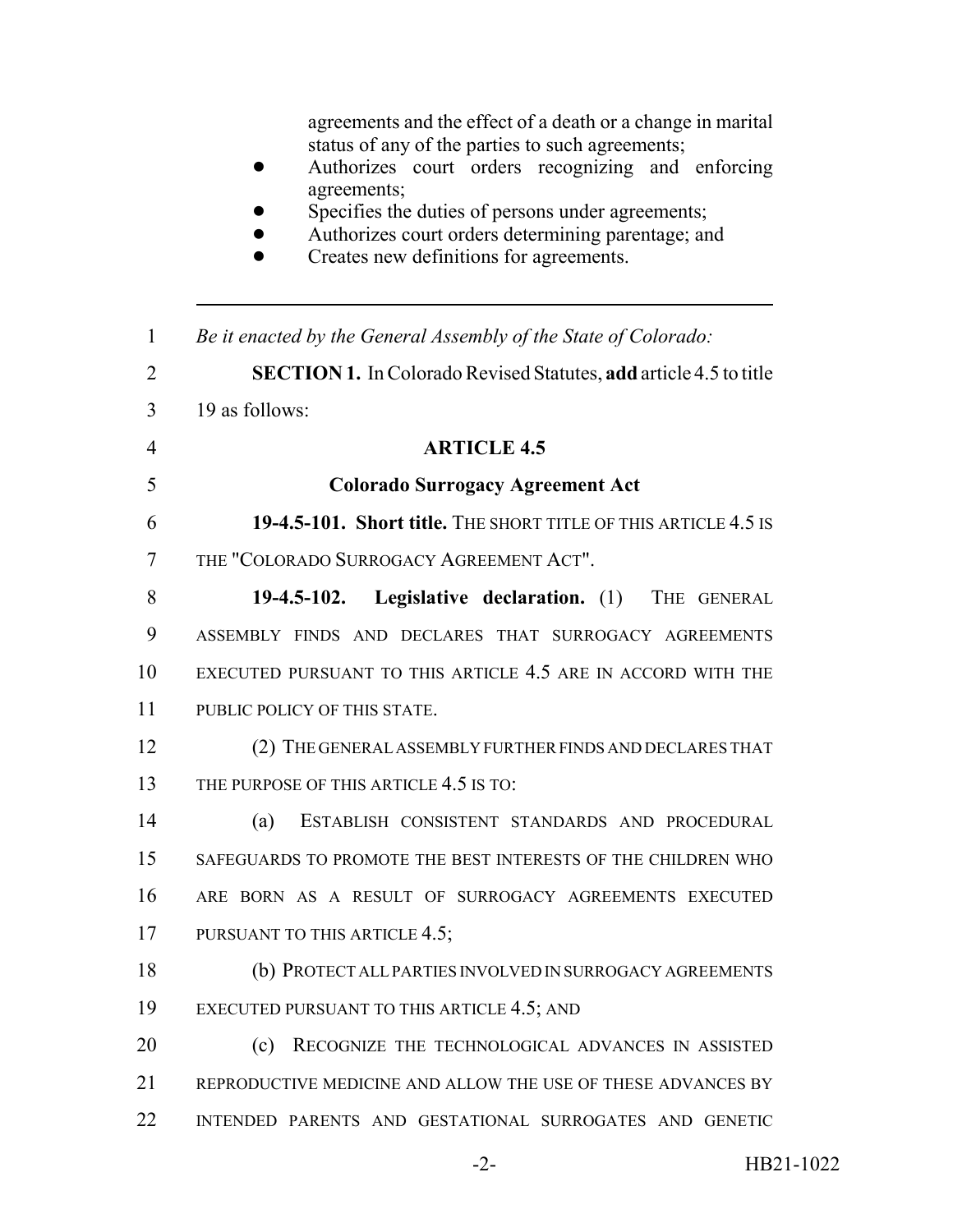agreements and the effect of a death or a change in marital status of any of the parties to such agreements;

- Authorizes court orders recognizing and enforcing agreements;
- Specifies the duties of persons under agreements;
- Authorizes court orders determining parentage; and
- Creates new definitions for agreements.

---

1 *Be it enacted by the General Assembly of the State of Colorado:*

2 **SECTION 1.** In Colorado Revised Statutes, **add** article 4.5 to title
3 19 as follows:

4 **ARTICLE 4.5**

5 **Colorado Surrogacy Agreement Act**

6 **19-4.5-101. Short title.** THE SHORT TITLE OF THIS ARTICLE 4.5 IS
7 THE "COLORADO SURROGACY AGREEMENT ACT".

8 **19-4.5-102. Legislative declaration.** (1) THE GENERAL
9 ASSEMBLY FINDS AND DECLARES THAT SURROGACY AGREEMENTS
10 EXECUTED PURSUANT TO THIS ARTICLE 4.5 ARE IN ACCORD WITH THE
11 PUBLIC POLICY OF THIS STATE.

12 (2) THE GENERAL ASSEMBLY FURTHER FINDS AND DECLARES THAT
13 THE PURPOSE OF THIS ARTICLE 4.5 IS TO:

14 (a) ESTABLISH CONSISTENT STANDARDS AND PROCEDURAL
15 SAFEGUARDS TO PROMOTE THE BEST INTERESTS OF THE CHILDREN WHO
16 ARE BORN AS A RESULT OF SURROGACY AGREEMENTS EXECUTED
17 PURSUANT TO THIS ARTICLE 4.5;

18 (b) PROTECT ALL PARTIES INVOLVED IN SURROGACY AGREEMENTS
19 EXECUTED PURSUANT TO THIS ARTICLE 4.5; AND

20 (c) RECOGNIZE THE TECHNOLOGICAL ADVANCES IN ASSISTED
21 REPRODUCTIVE MEDICINE AND ALLOW THE USE OF THESE ADVANCES BY
22 INTENDED PARENTS AND GESTATIONAL SURROGATES AND GENETIC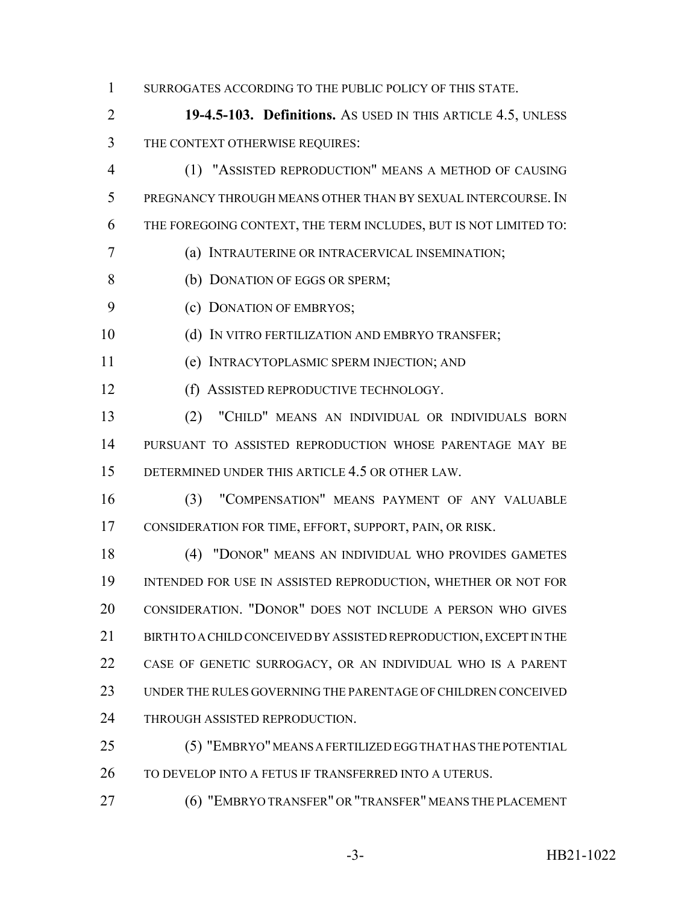SURROGATES ACCORDING TO THE PUBLIC POLICY OF THIS STATE.

**19-4.5-103. Definitions.** AS USED IN THIS ARTICLE 4.5, UNLESS THE CONTEXT OTHERWISE REQUIRES:

(1) "ASSISTED REPRODUCTION" MEANS A METHOD OF CAUSING PREGNANCY THROUGH MEANS OTHER THAN BY SEXUAL INTERCOURSE. IN THE FOREGOING CONTEXT, THE TERM INCLUDES, BUT IS NOT LIMITED TO:

(a) INTRAUTERINE OR INTRACERVICAL INSEMINATION;

(b) DONATION OF EGGS OR SPERM;

(c) DONATION OF EMBRYOS;

(d) IN VITRO FERTILIZATION AND EMBRYO TRANSFER;

(e) INTRACYTOPLASMIC SPERM INJECTION; AND

(f) ASSISTED REPRODUCTIVE TECHNOLOGY.

(2) "CHILD" MEANS AN INDIVIDUAL OR INDIVIDUALS BORN PURSUANT TO ASSISTED REPRODUCTION WHOSE PARENTAGE MAY BE DETERMINED UNDER THIS ARTICLE 4.5 OR OTHER LAW.

(3) "COMPENSATION" MEANS PAYMENT OF ANY VALUABLE CONSIDERATION FOR TIME, EFFORT, SUPPORT, PAIN, OR RISK.

(4) "DONOR" MEANS AN INDIVIDUAL WHO PROVIDES GAMETES INTENDED FOR USE IN ASSISTED REPRODUCTION, WHETHER OR NOT FOR CONSIDERATION. "DONOR" DOES NOT INCLUDE A PERSON WHO GIVES BIRTH TO A CHILD CONCEIVED BY ASSISTED REPRODUCTION, EXCEPT IN THE CASE OF GENETIC SURROGACY, OR AN INDIVIDUAL WHO IS A PARENT UNDER THE RULES GOVERNING THE PARENTAGE OF CHILDREN CONCEIVED THROUGH ASSISTED REPRODUCTION.

(5) "EMBRYO" MEANS A FERTILIZED EGG THAT HAS THE POTENTIAL TO DEVELOP INTO A FETUS IF TRANSFERRED INTO A UTERUS.

(6) "EMBRYO TRANSFER" OR "TRANSFER" MEANS THE PLACEMENT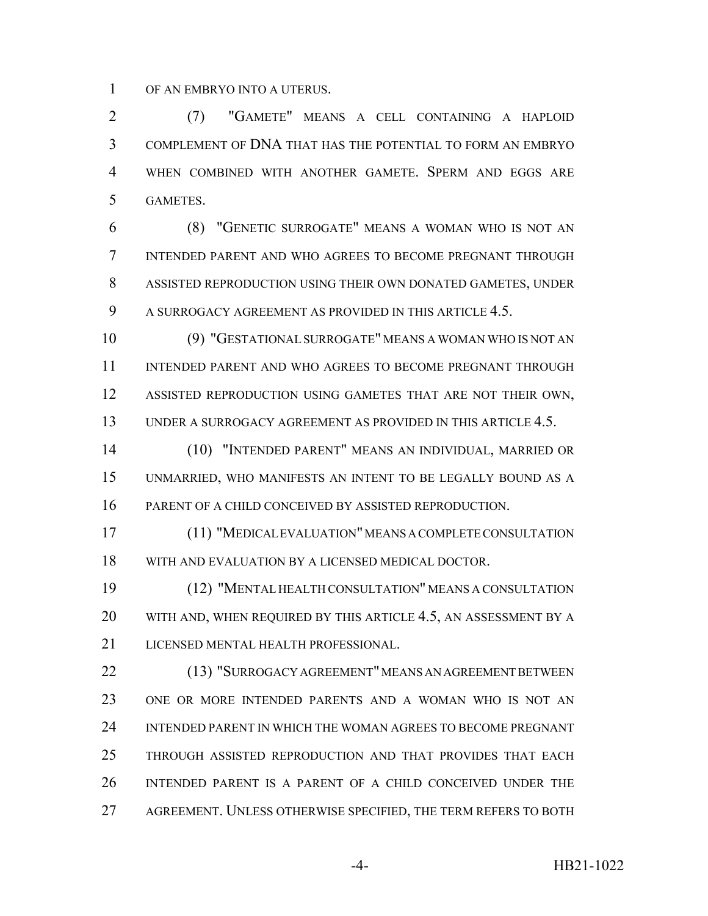OF AN EMBRYO INTO A UTERUS.

(7) "GAMETE" MEANS A CELL CONTAINING A HAPLOID COMPLEMENT OF DNA THAT HAS THE POTENTIAL TO FORM AN EMBRYO WHEN COMBINED WITH ANOTHER GAMETE. SPERM AND EGGS ARE GAMETES.

(8) "GENETIC SURROGATE" MEANS A WOMAN WHO IS NOT AN INTENDED PARENT AND WHO AGREES TO BECOME PREGNANT THROUGH ASSISTED REPRODUCTION USING THEIR OWN DONATED GAMETES, UNDER A SURROGACY AGREEMENT AS PROVIDED IN THIS ARTICLE 4.5.

(9) "GESTATIONAL SURROGATE" MEANS A WOMAN WHO IS NOT AN INTENDED PARENT AND WHO AGREES TO BECOME PREGNANT THROUGH ASSISTED REPRODUCTION USING GAMETES THAT ARE NOT THEIR OWN, UNDER A SURROGACY AGREEMENT AS PROVIDED IN THIS ARTICLE 4.5.

(10) "INTENDED PARENT" MEANS AN INDIVIDUAL, MARRIED OR UNMARRIED, WHO MANIFESTS AN INTENT TO BE LEGALLY BOUND AS A PARENT OF A CHILD CONCEIVED BY ASSISTED REPRODUCTION.

(11) "MEDICAL EVALUATION" MEANS A COMPLETE CONSULTATION WITH AND EVALUATION BY A LICENSED MEDICAL DOCTOR.

(12) "MENTAL HEALTH CONSULTATION" MEANS A CONSULTATION WITH AND, WHEN REQUIRED BY THIS ARTICLE 4.5, AN ASSESSMENT BY A LICENSED MENTAL HEALTH PROFESSIONAL.

(13) "SURROGACY AGREEMENT" MEANS AN AGREEMENT BETWEEN ONE OR MORE INTENDED PARENTS AND A WOMAN WHO IS NOT AN INTENDED PARENT IN WHICH THE WOMAN AGREES TO BECOME PREGNANT THROUGH ASSISTED REPRODUCTION AND THAT PROVIDES THAT EACH INTENDED PARENT IS A PARENT OF A CHILD CONCEIVED UNDER THE AGREEMENT. UNLESS OTHERWISE SPECIFIED, THE TERM REFERS TO BOTH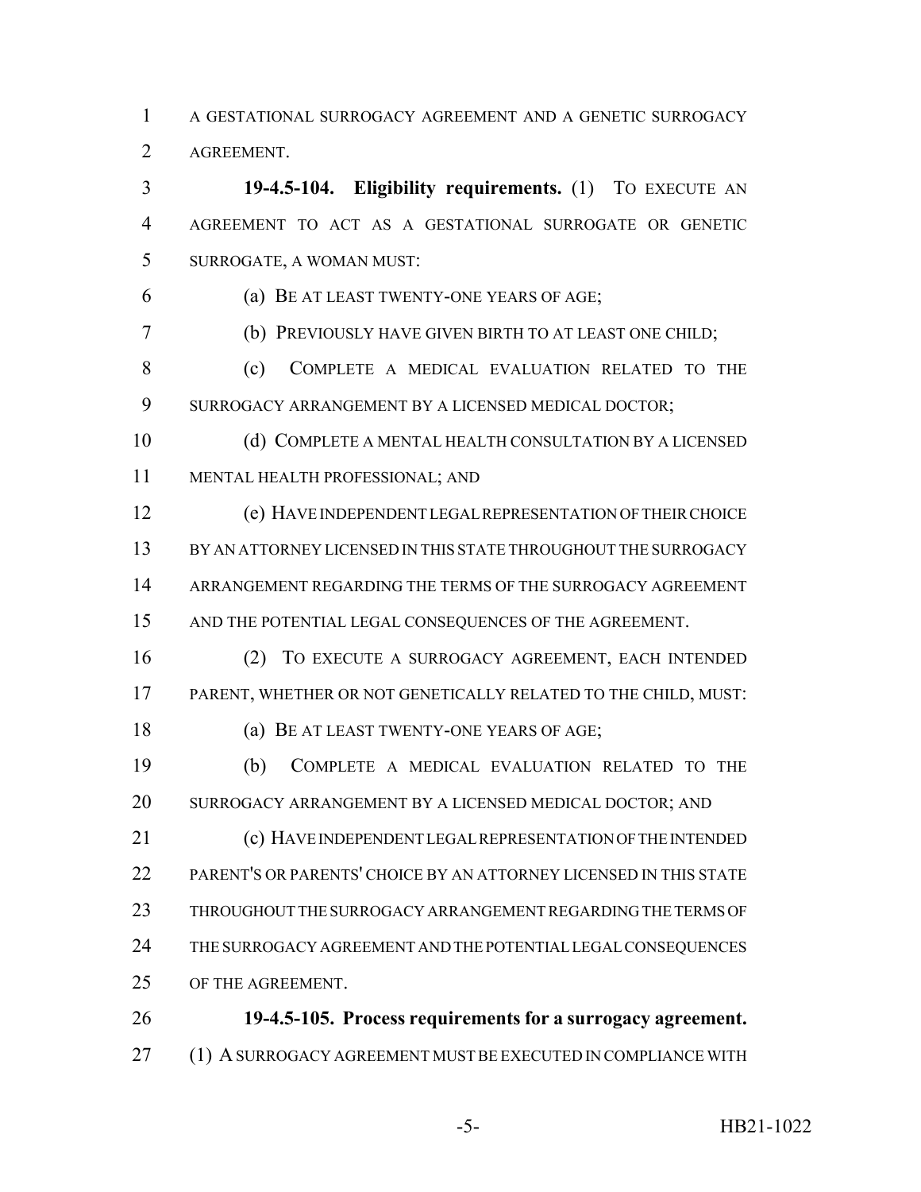A GESTATIONAL SURROGACY AGREEMENT AND A GENETIC SURROGACY AGREEMENT.

**19-4.5-104. Eligibility requirements.** (1) TO EXECUTE AN AGREEMENT TO ACT AS A GESTATIONAL SURROGATE OR GENETIC SURROGATE, A WOMAN MUST:

(a) BE AT LEAST TWENTY-ONE YEARS OF AGE;

(b) PREVIOUSLY HAVE GIVEN BIRTH TO AT LEAST ONE CHILD;

(c) COMPLETE A MEDICAL EVALUATION RELATED TO THE SURROGACY ARRANGEMENT BY A LICENSED MEDICAL DOCTOR;

(d) COMPLETE A MENTAL HEALTH CONSULTATION BY A LICENSED MENTAL HEALTH PROFESSIONAL; AND

(e) HAVE INDEPENDENT LEGAL REPRESENTATION OF THEIR CHOICE BY AN ATTORNEY LICENSED IN THIS STATE THROUGHOUT THE SURROGACY ARRANGEMENT REGARDING THE TERMS OF THE SURROGACY AGREEMENT AND THE POTENTIAL LEGAL CONSEQUENCES OF THE AGREEMENT.

(2) TO EXECUTE A SURROGACY AGREEMENT, EACH INTENDED PARENT, WHETHER OR NOT GENETICALLY RELATED TO THE CHILD, MUST:

(a) BE AT LEAST TWENTY-ONE YEARS OF AGE;

(b) COMPLETE A MEDICAL EVALUATION RELATED TO THE SURROGACY ARRANGEMENT BY A LICENSED MEDICAL DOCTOR; AND

(c) HAVE INDEPENDENT LEGAL REPRESENTATION OF THE INTENDED PARENT'S OR PARENTS' CHOICE BY AN ATTORNEY LICENSED IN THIS STATE THROUGHOUT THE SURROGACY ARRANGEMENT REGARDING THE TERMS OF THE SURROGACY AGREEMENT AND THE POTENTIAL LEGAL CONSEQUENCES OF THE AGREEMENT.

**19-4.5-105. Process requirements for a surrogacy agreement.** (1) A SURROGACY AGREEMENT MUST BE EXECUTED IN COMPLIANCE WITH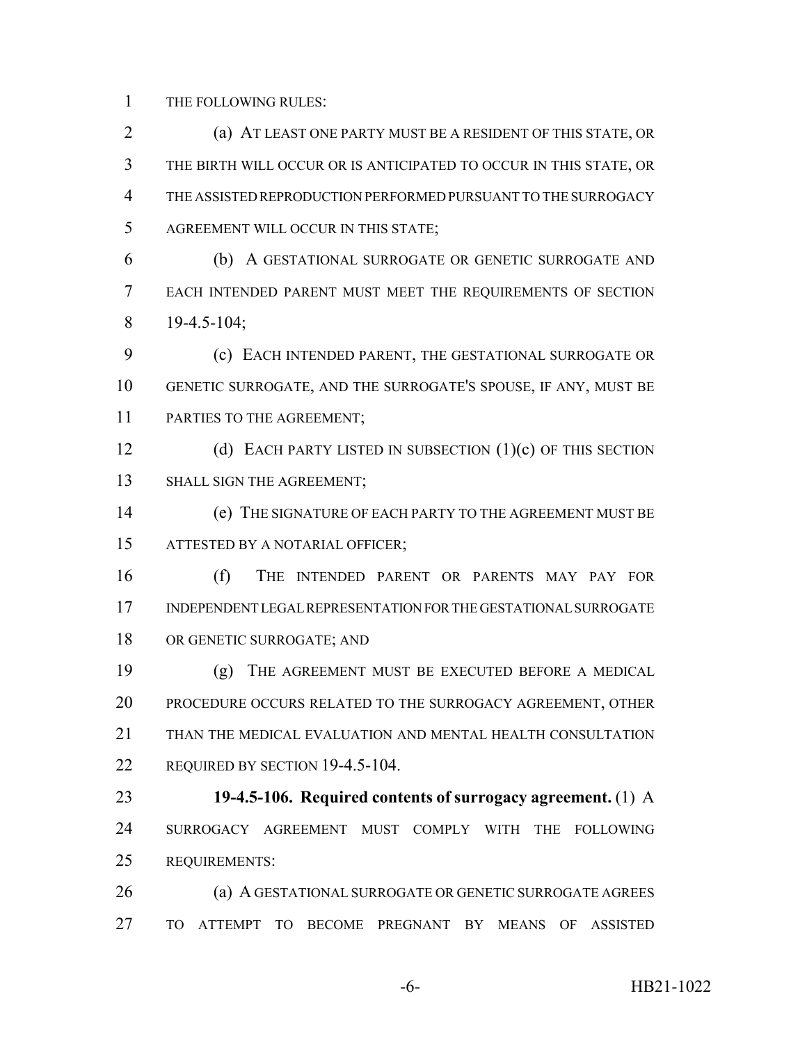THE FOLLOWING RULES:

(a) AT LEAST ONE PARTY MUST BE A RESIDENT OF THIS STATE, OR THE BIRTH WILL OCCUR OR IS ANTICIPATED TO OCCUR IN THIS STATE, OR THE ASSISTED REPRODUCTION PERFORMED PURSUANT TO THE SURROGACY AGREEMENT WILL OCCUR IN THIS STATE;

(b) A GESTATIONAL SURROGATE OR GENETIC SURROGATE AND EACH INTENDED PARENT MUST MEET THE REQUIREMENTS OF SECTION 19-4.5-104;

(c) EACH INTENDED PARENT, THE GESTATIONAL SURROGATE OR GENETIC SURROGATE, AND THE SURROGATE'S SPOUSE, IF ANY, MUST BE PARTIES TO THE AGREEMENT;

(d) EACH PARTY LISTED IN SUBSECTION (1)(c) OF THIS SECTION SHALL SIGN THE AGREEMENT;

(e) THE SIGNATURE OF EACH PARTY TO THE AGREEMENT MUST BE ATTESTED BY A NOTARIAL OFFICER;

(f) THE INTENDED PARENT OR PARENTS MAY PAY FOR INDEPENDENT LEGAL REPRESENTATION FOR THE GESTATIONAL SURROGATE OR GENETIC SURROGATE; AND

(g) THE AGREEMENT MUST BE EXECUTED BEFORE A MEDICAL PROCEDURE OCCURS RELATED TO THE SURROGACY AGREEMENT, OTHER THAN THE MEDICAL EVALUATION AND MENTAL HEALTH CONSULTATION REQUIRED BY SECTION 19-4.5-104.

**19-4.5-106. Required contents of surrogacy agreement.** (1) A SURROGACY AGREEMENT MUST COMPLY WITH THE FOLLOWING REQUIREMENTS:

(a) A GESTATIONAL SURROGATE OR GENETIC SURROGATE AGREES TO ATTEMPT TO BECOME PREGNANT BY MEANS OF ASSISTED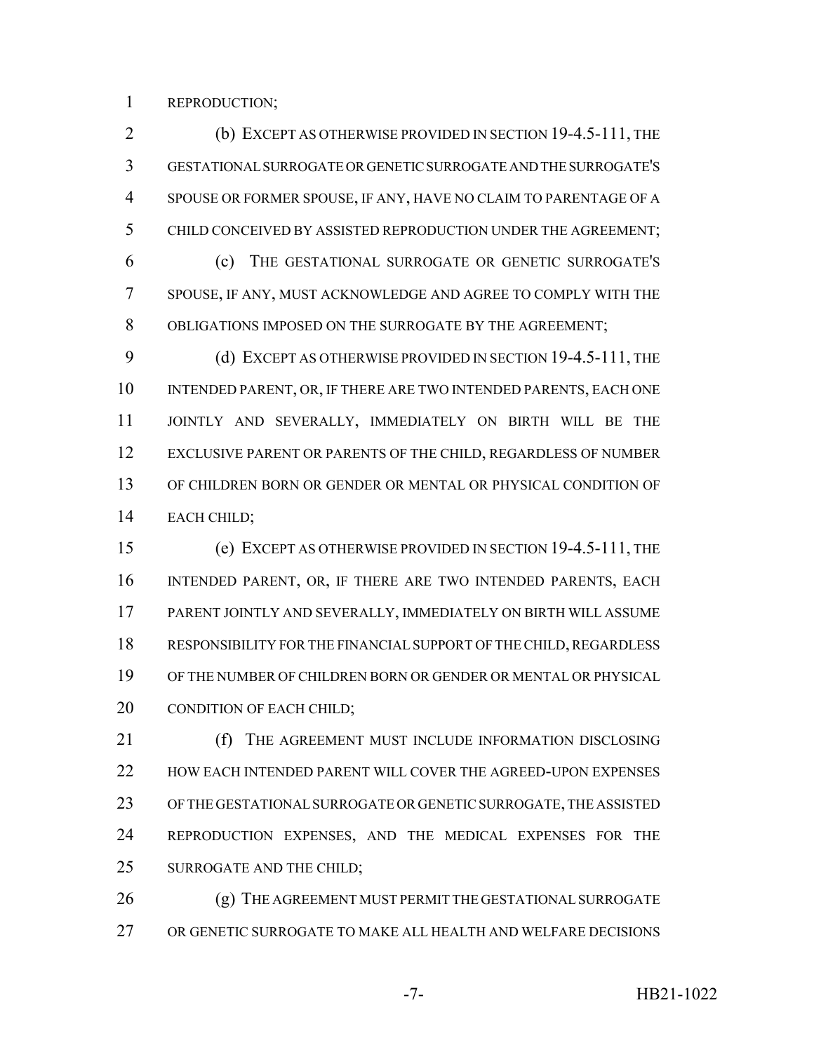REPRODUCTION;

(b) EXCEPT AS OTHERWISE PROVIDED IN SECTION 19-4.5-111, THE GESTATIONAL SURROGATE OR GENETIC SURROGATE AND THE SURROGATE'S SPOUSE OR FORMER SPOUSE, IF ANY, HAVE NO CLAIM TO PARENTAGE OF A CHILD CONCEIVED BY ASSISTED REPRODUCTION UNDER THE AGREEMENT;

(c) THE GESTATIONAL SURROGATE OR GENETIC SURROGATE'S SPOUSE, IF ANY, MUST ACKNOWLEDGE AND AGREE TO COMPLY WITH THE OBLIGATIONS IMPOSED ON THE SURROGATE BY THE AGREEMENT;

(d) EXCEPT AS OTHERWISE PROVIDED IN SECTION 19-4.5-111, THE INTENDED PARENT, OR, IF THERE ARE TWO INTENDED PARENTS, EACH ONE JOINTLY AND SEVERALLY, IMMEDIATELY ON BIRTH WILL BE THE EXCLUSIVE PARENT OR PARENTS OF THE CHILD, REGARDLESS OF NUMBER OF CHILDREN BORN OR GENDER OR MENTAL OR PHYSICAL CONDITION OF EACH CHILD;

(e) EXCEPT AS OTHERWISE PROVIDED IN SECTION 19-4.5-111, THE INTENDED PARENT, OR, IF THERE ARE TWO INTENDED PARENTS, EACH PARENT JOINTLY AND SEVERALLY, IMMEDIATELY ON BIRTH WILL ASSUME RESPONSIBILITY FOR THE FINANCIAL SUPPORT OF THE CHILD, REGARDLESS OF THE NUMBER OF CHILDREN BORN OR GENDER OR MENTAL OR PHYSICAL CONDITION OF EACH CHILD;

(f) THE AGREEMENT MUST INCLUDE INFORMATION DISCLOSING HOW EACH INTENDED PARENT WILL COVER THE AGREED-UPON EXPENSES OF THE GESTATIONAL SURROGATE OR GENETIC SURROGATE, THE ASSISTED REPRODUCTION EXPENSES, AND THE MEDICAL EXPENSES FOR THE SURROGATE AND THE CHILD;

(g) THE AGREEMENT MUST PERMIT THE GESTATIONAL SURROGATE OR GENETIC SURROGATE TO MAKE ALL HEALTH AND WELFARE DECISIONS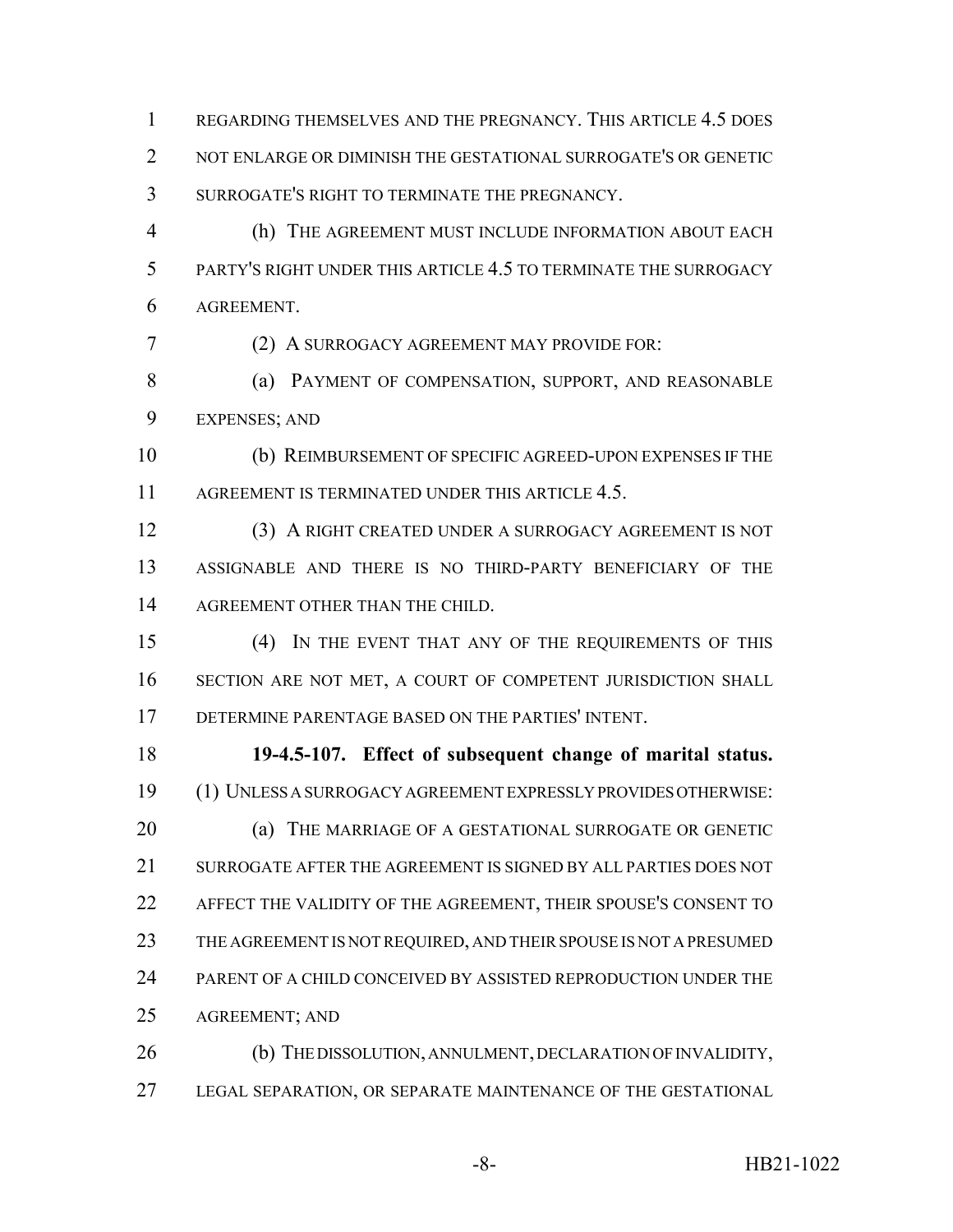REGARDING THEMSELVES AND THE PREGNANCY. THIS ARTICLE 4.5 DOES NOT ENLARGE OR DIMINISH THE GESTATIONAL SURROGATE'S OR GENETIC SURROGATE'S RIGHT TO TERMINATE THE PREGNANCY.

(h) THE AGREEMENT MUST INCLUDE INFORMATION ABOUT EACH PARTY'S RIGHT UNDER THIS ARTICLE 4.5 TO TERMINATE THE SURROGACY AGREEMENT.

(2) A SURROGACY AGREEMENT MAY PROVIDE FOR:

(a) PAYMENT OF COMPENSATION, SUPPORT, AND REASONABLE EXPENSES; AND

(b) REIMBURSEMENT OF SPECIFIC AGREED-UPON EXPENSES IF THE AGREEMENT IS TERMINATED UNDER THIS ARTICLE 4.5.

(3) A RIGHT CREATED UNDER A SURROGACY AGREEMENT IS NOT ASSIGNABLE AND THERE IS NO THIRD-PARTY BENEFICIARY OF THE AGREEMENT OTHER THAN THE CHILD.

(4) IN THE EVENT THAT ANY OF THE REQUIREMENTS OF THIS SECTION ARE NOT MET, A COURT OF COMPETENT JURISDICTION SHALL DETERMINE PARENTAGE BASED ON THE PARTIES' INTENT.

**19-4.5-107. Effect of subsequent change of marital status.** (1) UNLESS A SURROGACY AGREEMENT EXPRESSLY PROVIDES OTHERWISE:

(a) THE MARRIAGE OF A GESTATIONAL SURROGATE OR GENETIC SURROGATE AFTER THE AGREEMENT IS SIGNED BY ALL PARTIES DOES NOT AFFECT THE VALIDITY OF THE AGREEMENT, THEIR SPOUSE'S CONSENT TO THE AGREEMENT IS NOT REQUIRED, AND THEIR SPOUSE IS NOT A PRESUMED PARENT OF A CHILD CONCEIVED BY ASSISTED REPRODUCTION UNDER THE AGREEMENT; AND

(b) THE DISSOLUTION, ANNULMENT, DECLARATION OF INVALIDITY, LEGAL SEPARATION, OR SEPARATE MAINTENANCE OF THE GESTATIONAL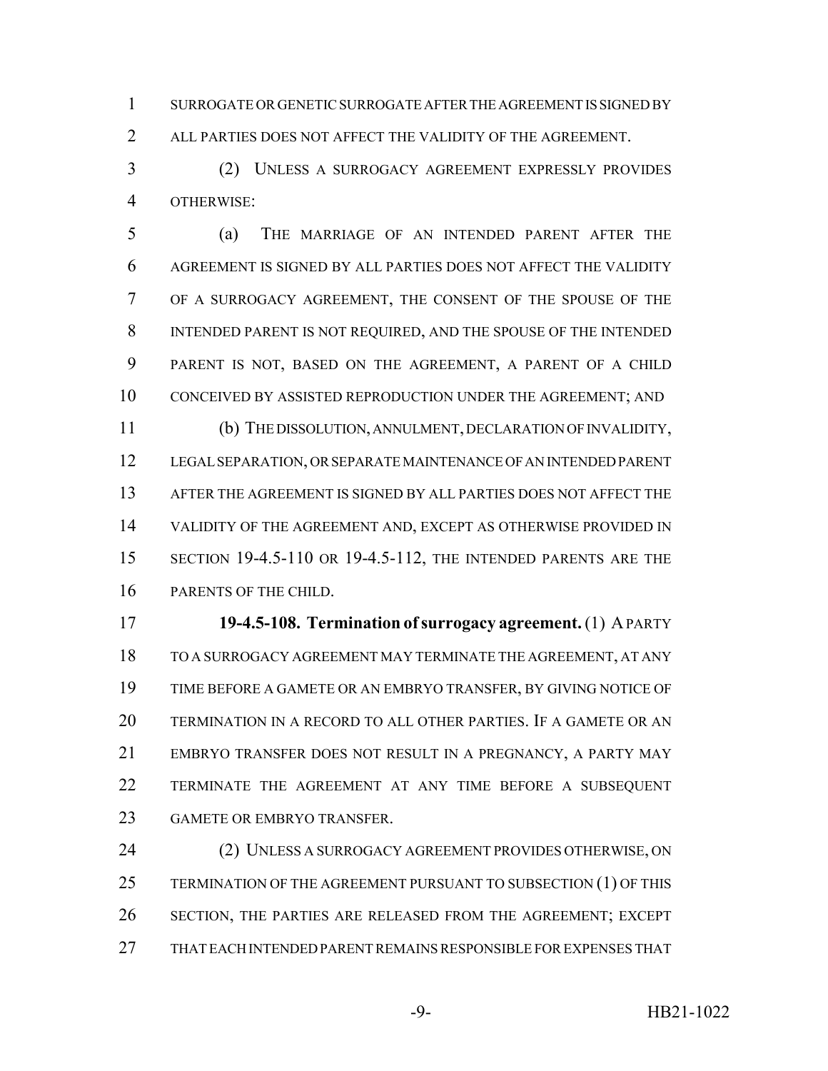SURROGATE OR GENETIC SURROGATE AFTER THE AGREEMENT IS SIGNED BY ALL PARTIES DOES NOT AFFECT THE VALIDITY OF THE AGREEMENT.

(2) UNLESS A SURROGACY AGREEMENT EXPRESSLY PROVIDES OTHERWISE:

(a) THE MARRIAGE OF AN INTENDED PARENT AFTER THE AGREEMENT IS SIGNED BY ALL PARTIES DOES NOT AFFECT THE VALIDITY OF A SURROGACY AGREEMENT, THE CONSENT OF THE SPOUSE OF THE INTENDED PARENT IS NOT REQUIRED, AND THE SPOUSE OF THE INTENDED PARENT IS NOT, BASED ON THE AGREEMENT, A PARENT OF A CHILD CONCEIVED BY ASSISTED REPRODUCTION UNDER THE AGREEMENT; AND

(b) THE DISSOLUTION, ANNULMENT, DECLARATION OF INVALIDITY, LEGAL SEPARATION, OR SEPARATE MAINTENANCE OF AN INTENDED PARENT AFTER THE AGREEMENT IS SIGNED BY ALL PARTIES DOES NOT AFFECT THE VALIDITY OF THE AGREEMENT AND, EXCEPT AS OTHERWISE PROVIDED IN SECTION 19-4.5-110 OR 19-4.5-112, THE INTENDED PARENTS ARE THE PARENTS OF THE CHILD.

**19-4.5-108. Termination of surrogacy agreement.** (1) A PARTY TO A SURROGACY AGREEMENT MAY TERMINATE THE AGREEMENT, AT ANY TIME BEFORE A GAMETE OR AN EMBRYO TRANSFER, BY GIVING NOTICE OF TERMINATION IN A RECORD TO ALL OTHER PARTIES. IF A GAMETE OR AN EMBRYO TRANSFER DOES NOT RESULT IN A PREGNANCY, A PARTY MAY TERMINATE THE AGREEMENT AT ANY TIME BEFORE A SUBSEQUENT GAMETE OR EMBRYO TRANSFER.

(2) UNLESS A SURROGACY AGREEMENT PROVIDES OTHERWISE, ON TERMINATION OF THE AGREEMENT PURSUANT TO SUBSECTION (1) OF THIS SECTION, THE PARTIES ARE RELEASED FROM THE AGREEMENT; EXCEPT THAT EACH INTENDED PARENT REMAINS RESPONSIBLE FOR EXPENSES THAT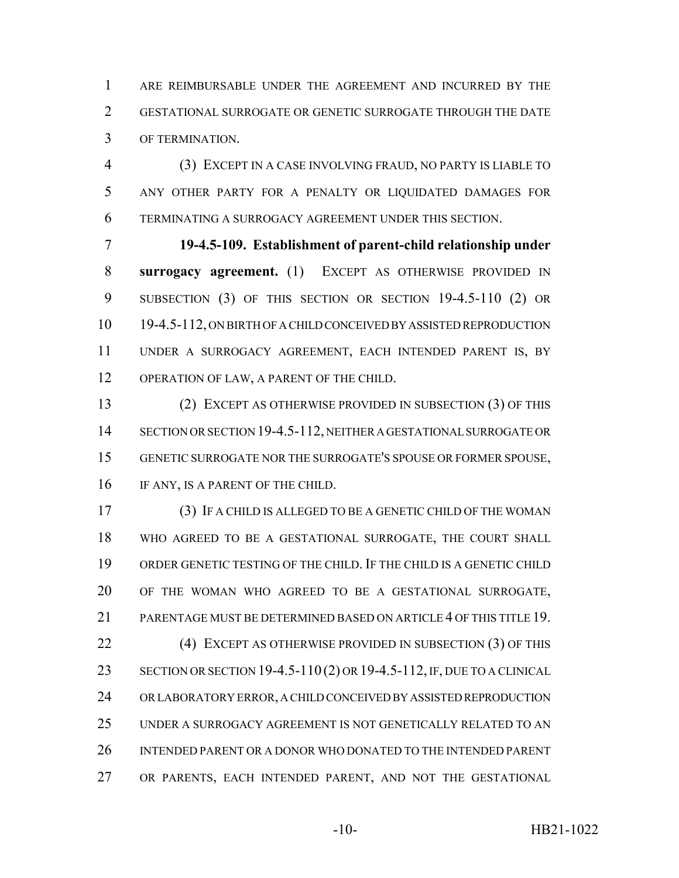ARE REIMBURSABLE UNDER THE AGREEMENT AND INCURRED BY THE GESTATIONAL SURROGATE OR GENETIC SURROGATE THROUGH THE DATE OF TERMINATION.

(3) EXCEPT IN A CASE INVOLVING FRAUD, NO PARTY IS LIABLE TO ANY OTHER PARTY FOR A PENALTY OR LIQUIDATED DAMAGES FOR TERMINATING A SURROGACY AGREEMENT UNDER THIS SECTION.

**19-4.5-109. Establishment of parent-child relationship under surrogacy agreement.** (1) EXCEPT AS OTHERWISE PROVIDED IN SUBSECTION (3) OF THIS SECTION OR SECTION 19-4.5-110 (2) OR 19-4.5-112, ON BIRTH OF A CHILD CONCEIVED BY ASSISTED REPRODUCTION UNDER A SURROGACY AGREEMENT, EACH INTENDED PARENT IS, BY OPERATION OF LAW, A PARENT OF THE CHILD.

(2) EXCEPT AS OTHERWISE PROVIDED IN SUBSECTION (3) OF THIS SECTION OR SECTION 19-4.5-112, NEITHER A GESTATIONAL SURROGATE OR GENETIC SURROGATE NOR THE SURROGATE'S SPOUSE OR FORMER SPOUSE, IF ANY, IS A PARENT OF THE CHILD.

(3) IF A CHILD IS ALLEGED TO BE A GENETIC CHILD OF THE WOMAN WHO AGREED TO BE A GESTATIONAL SURROGATE, THE COURT SHALL ORDER GENETIC TESTING OF THE CHILD. IF THE CHILD IS A GENETIC CHILD OF THE WOMAN WHO AGREED TO BE A GESTATIONAL SURROGATE, PARENTAGE MUST BE DETERMINED BASED ON ARTICLE 4 OF THIS TITLE 19.

(4) EXCEPT AS OTHERWISE PROVIDED IN SUBSECTION (3) OF THIS SECTION OR SECTION 19-4.5-110 (2) OR 19-4.5-112, IF, DUE TO A CLINICAL OR LABORATORY ERROR, A CHILD CONCEIVED BY ASSISTED REPRODUCTION UNDER A SURROGACY AGREEMENT IS NOT GENETICALLY RELATED TO AN INTENDED PARENT OR A DONOR WHO DONATED TO THE INTENDED PARENT OR PARENTS, EACH INTENDED PARENT, AND NOT THE GESTATIONAL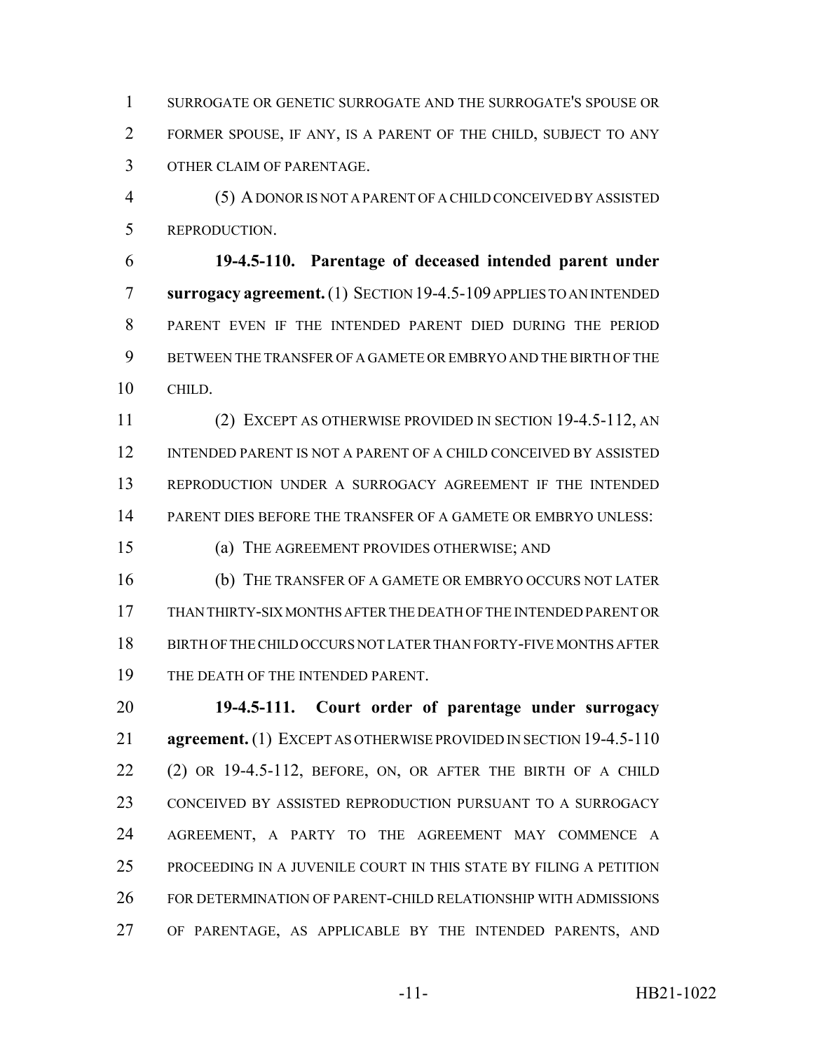SURROGATE OR GENETIC SURROGATE AND THE SURROGATE'S SPOUSE OR FORMER SPOUSE, IF ANY, IS A PARENT OF THE CHILD, SUBJECT TO ANY OTHER CLAIM OF PARENTAGE.

(5) A DONOR IS NOT A PARENT OF A CHILD CONCEIVED BY ASSISTED REPRODUCTION.

**19-4.5-110. Parentage of deceased intended parent under surrogacy agreement.** (1) SECTION 19-4.5-109 APPLIES TO AN INTENDED PARENT EVEN IF THE INTENDED PARENT DIED DURING THE PERIOD BETWEEN THE TRANSFER OF A GAMETE OR EMBRYO AND THE BIRTH OF THE CHILD.

(2) EXCEPT AS OTHERWISE PROVIDED IN SECTION 19-4.5-112, AN INTENDED PARENT IS NOT A PARENT OF A CHILD CONCEIVED BY ASSISTED REPRODUCTION UNDER A SURROGACY AGREEMENT IF THE INTENDED PARENT DIES BEFORE THE TRANSFER OF A GAMETE OR EMBRYO UNLESS:

(a) THE AGREEMENT PROVIDES OTHERWISE; AND

(b) THE TRANSFER OF A GAMETE OR EMBRYO OCCURS NOT LATER THAN THIRTY-SIX MONTHS AFTER THE DEATH OF THE INTENDED PARENT OR BIRTH OF THE CHILD OCCURS NOT LATER THAN FORTY-FIVE MONTHS AFTER THE DEATH OF THE INTENDED PARENT.

**19-4.5-111. Court order of parentage under surrogacy agreement.** (1) EXCEPT AS OTHERWISE PROVIDED IN SECTION 19-4.5-110 (2) OR 19-4.5-112, BEFORE, ON, OR AFTER THE BIRTH OF A CHILD CONCEIVED BY ASSISTED REPRODUCTION PURSUANT TO A SURROGACY AGREEMENT, A PARTY TO THE AGREEMENT MAY COMMENCE A PROCEEDING IN A JUVENILE COURT IN THIS STATE BY FILING A PETITION FOR DETERMINATION OF PARENT-CHILD RELATIONSHIP WITH ADMISSIONS OF PARENTAGE, AS APPLICABLE BY THE INTENDED PARENTS, AND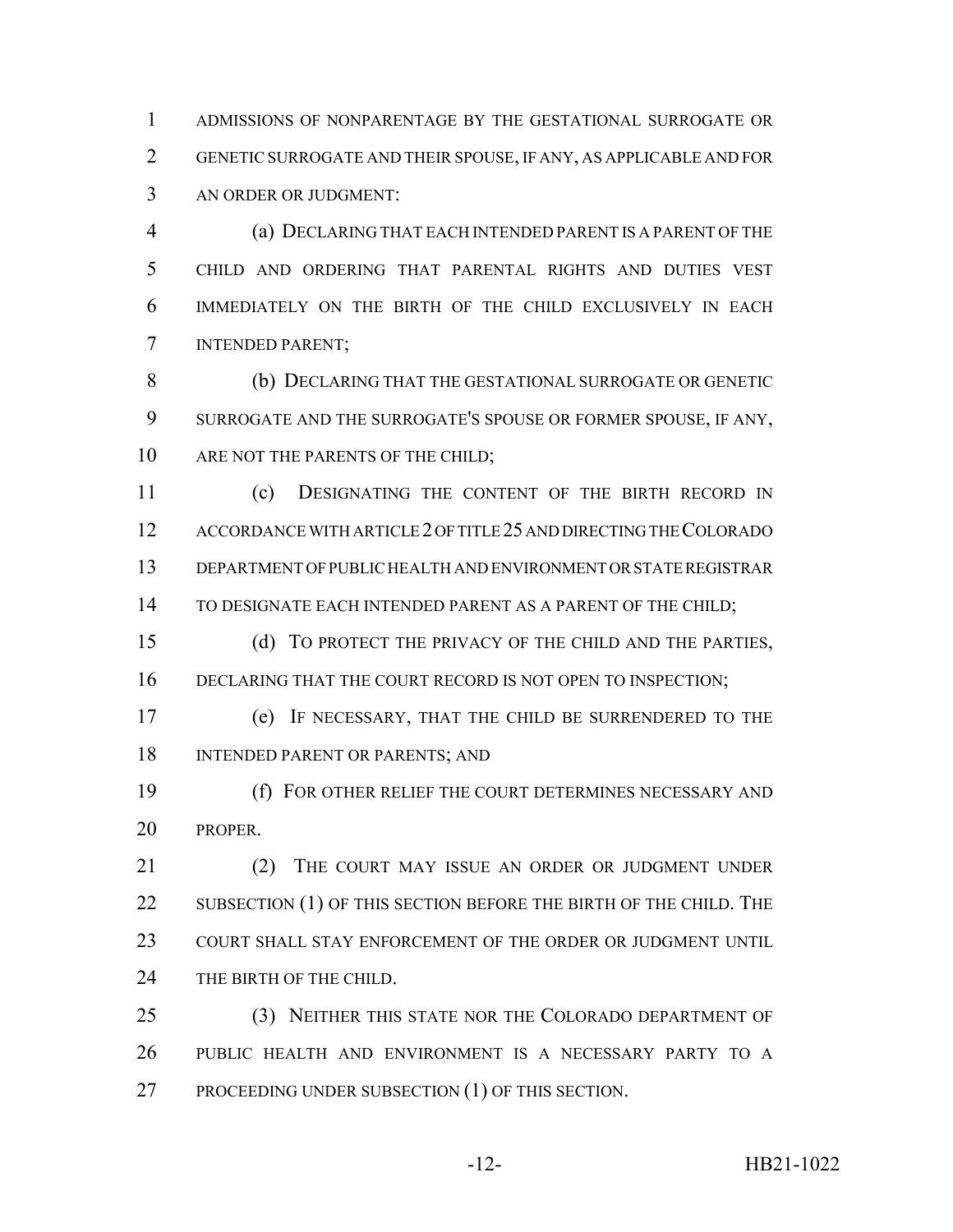ADMISSIONS OF NONPARENTAGE BY THE GESTATIONAL SURROGATE OR GENETIC SURROGATE AND THEIR SPOUSE, IF ANY, AS APPLICABLE AND FOR AN ORDER OR JUDGMENT:

(a) DECLARING THAT EACH INTENDED PARENT IS A PARENT OF THE CHILD AND ORDERING THAT PARENTAL RIGHTS AND DUTIES VEST IMMEDIATELY ON THE BIRTH OF THE CHILD EXCLUSIVELY IN EACH INTENDED PARENT;

(b) DECLARING THAT THE GESTATIONAL SURROGATE OR GENETIC SURROGATE AND THE SURROGATE'S SPOUSE OR FORMER SPOUSE, IF ANY, ARE NOT THE PARENTS OF THE CHILD;

(c) DESIGNATING THE CONTENT OF THE BIRTH RECORD IN ACCORDANCE WITH ARTICLE 2 OF TITLE 25 AND DIRECTING THE COLORADO DEPARTMENT OF PUBLIC HEALTH AND ENVIRONMENT OR STATE REGISTRAR TO DESIGNATE EACH INTENDED PARENT AS A PARENT OF THE CHILD;

(d) TO PROTECT THE PRIVACY OF THE CHILD AND THE PARTIES, DECLARING THAT THE COURT RECORD IS NOT OPEN TO INSPECTION;

(e) IF NECESSARY, THAT THE CHILD BE SURRENDERED TO THE INTENDED PARENT OR PARENTS; AND

(f) FOR OTHER RELIEF THE COURT DETERMINES NECESSARY AND PROPER.

(2) THE COURT MAY ISSUE AN ORDER OR JUDGMENT UNDER SUBSECTION (1) OF THIS SECTION BEFORE THE BIRTH OF THE CHILD. THE COURT SHALL STAY ENFORCEMENT OF THE ORDER OR JUDGMENT UNTIL THE BIRTH OF THE CHILD.

(3) NEITHER THIS STATE NOR THE COLORADO DEPARTMENT OF PUBLIC HEALTH AND ENVIRONMENT IS A NECESSARY PARTY TO A PROCEEDING UNDER SUBSECTION (1) OF THIS SECTION.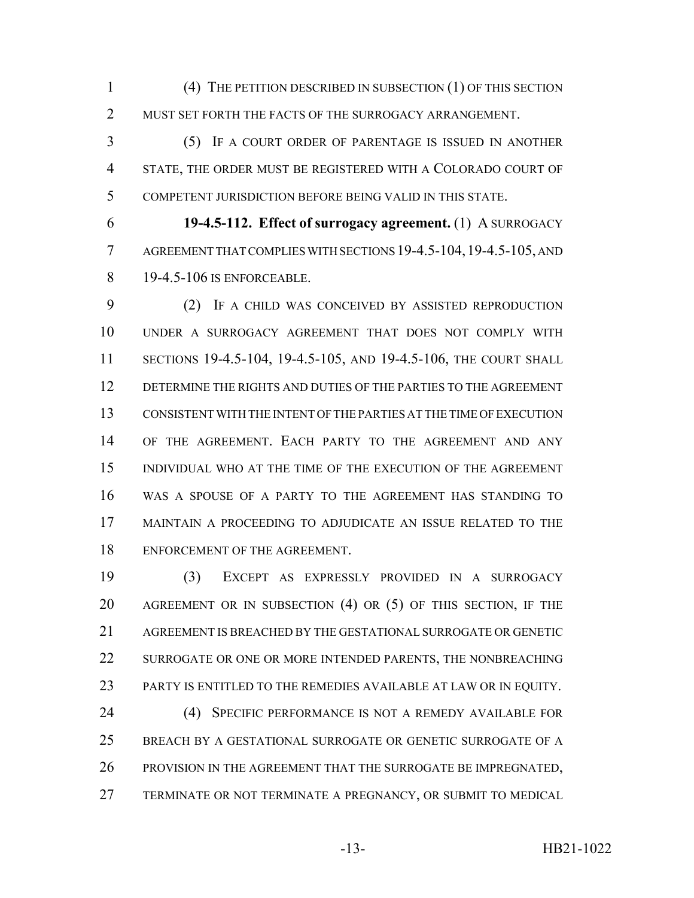(4) THE PETITION DESCRIBED IN SUBSECTION (1) OF THIS SECTION MUST SET FORTH THE FACTS OF THE SURROGACY ARRANGEMENT.

(5) IF A COURT ORDER OF PARENTAGE IS ISSUED IN ANOTHER STATE, THE ORDER MUST BE REGISTERED WITH A COLORADO COURT OF COMPETENT JURISDICTION BEFORE BEING VALID IN THIS STATE.

**19-4.5-112. Effect of surrogacy agreement.** (1) A SURROGACY AGREEMENT THAT COMPLIES WITH SECTIONS 19-4.5-104, 19-4.5-105, AND 19-4.5-106 IS ENFORCEABLE.

(2) IF A CHILD WAS CONCEIVED BY ASSISTED REPRODUCTION UNDER A SURROGACY AGREEMENT THAT DOES NOT COMPLY WITH SECTIONS 19-4.5-104, 19-4.5-105, AND 19-4.5-106, THE COURT SHALL DETERMINE THE RIGHTS AND DUTIES OF THE PARTIES TO THE AGREEMENT CONSISTENT WITH THE INTENT OF THE PARTIES AT THE TIME OF EXECUTION OF THE AGREEMENT. EACH PARTY TO THE AGREEMENT AND ANY INDIVIDUAL WHO AT THE TIME OF THE EXECUTION OF THE AGREEMENT WAS A SPOUSE OF A PARTY TO THE AGREEMENT HAS STANDING TO MAINTAIN A PROCEEDING TO ADJUDICATE AN ISSUE RELATED TO THE ENFORCEMENT OF THE AGREEMENT.

(3) EXCEPT AS EXPRESSLY PROVIDED IN A SURROGACY AGREEMENT OR IN SUBSECTION (4) OR (5) OF THIS SECTION, IF THE AGREEMENT IS BREACHED BY THE GESTATIONAL SURROGATE OR GENETIC SURROGATE OR ONE OR MORE INTENDED PARENTS, THE NONBREACHING PARTY IS ENTITLED TO THE REMEDIES AVAILABLE AT LAW OR IN EQUITY.

(4) SPECIFIC PERFORMANCE IS NOT A REMEDY AVAILABLE FOR BREACH BY A GESTATIONAL SURROGATE OR GENETIC SURROGATE OF A PROVISION IN THE AGREEMENT THAT THE SURROGATE BE IMPREGNATED, TERMINATE OR NOT TERMINATE A PREGNANCY, OR SUBMIT TO MEDICAL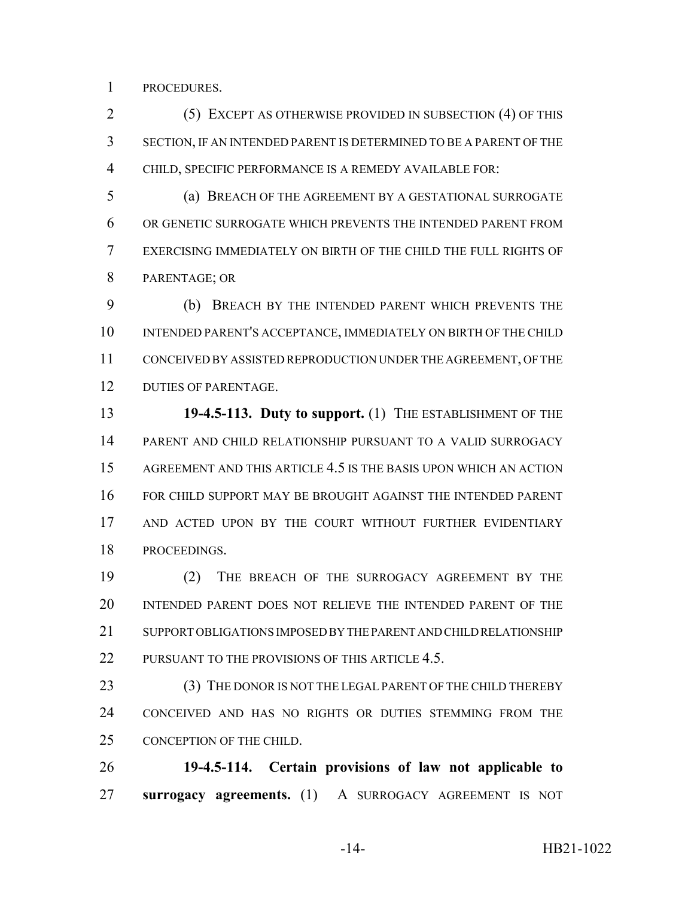PROCEDURES.

(5) EXCEPT AS OTHERWISE PROVIDED IN SUBSECTION (4) OF THIS SECTION, IF AN INTENDED PARENT IS DETERMINED TO BE A PARENT OF THE CHILD, SPECIFIC PERFORMANCE IS A REMEDY AVAILABLE FOR:

(a) BREACH OF THE AGREEMENT BY A GESTATIONAL SURROGATE OR GENETIC SURROGATE WHICH PREVENTS THE INTENDED PARENT FROM EXERCISING IMMEDIATELY ON BIRTH OF THE CHILD THE FULL RIGHTS OF PARENTAGE; OR

(b) BREACH BY THE INTENDED PARENT WHICH PREVENTS THE INTENDED PARENT'S ACCEPTANCE, IMMEDIATELY ON BIRTH OF THE CHILD CONCEIVED BY ASSISTED REPRODUCTION UNDER THE AGREEMENT, OF THE DUTIES OF PARENTAGE.

**19-4.5-113. Duty to support.** (1) THE ESTABLISHMENT OF THE PARENT AND CHILD RELATIONSHIP PURSUANT TO A VALID SURROGACY AGREEMENT AND THIS ARTICLE 4.5 IS THE BASIS UPON WHICH AN ACTION FOR CHILD SUPPORT MAY BE BROUGHT AGAINST THE INTENDED PARENT AND ACTED UPON BY THE COURT WITHOUT FURTHER EVIDENTIARY PROCEEDINGS.

(2) THE BREACH OF THE SURROGACY AGREEMENT BY THE INTENDED PARENT DOES NOT RELIEVE THE INTENDED PARENT OF THE SUPPORT OBLIGATIONS IMPOSED BY THE PARENT AND CHILD RELATIONSHIP PURSUANT TO THE PROVISIONS OF THIS ARTICLE 4.5.

(3) THE DONOR IS NOT THE LEGAL PARENT OF THE CHILD THEREBY CONCEIVED AND HAS NO RIGHTS OR DUTIES STEMMING FROM THE CONCEPTION OF THE CHILD.

**19-4.5-114. Certain provisions of law not applicable to surrogacy agreements.** (1) A SURROGACY AGREEMENT IS NOT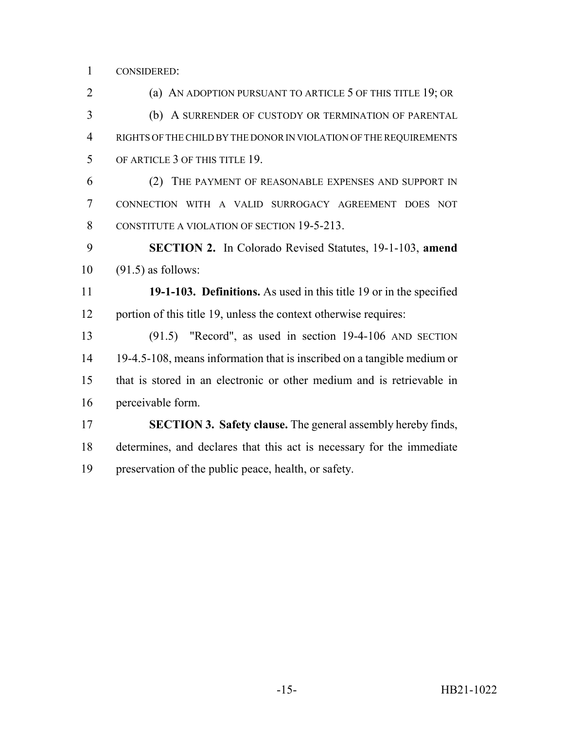CONSIDERED:

(a) AN ADOPTION PURSUANT TO ARTICLE 5 OF THIS TITLE 19; OR

(b) A SURRENDER OF CUSTODY OR TERMINATION OF PARENTAL RIGHTS OF THE CHILD BY THE DONOR IN VIOLATION OF THE REQUIREMENTS OF ARTICLE 3 OF THIS TITLE 19.

(2) THE PAYMENT OF REASONABLE EXPENSES AND SUPPORT IN CONNECTION WITH A VALID SURROGACY AGREEMENT DOES NOT CONSTITUTE A VIOLATION OF SECTION 19-5-213.

**SECTION 2.** In Colorado Revised Statutes, 19-1-103, **amend** (91.5) as follows:

**19-1-103. Definitions.** As used in this title 19 or in the specified portion of this title 19, unless the context otherwise requires:

(91.5) "Record", as used in section 19-4-106 AND SECTION 19-4.5-108, means information that is inscribed on a tangible medium or that is stored in an electronic or other medium and is retrievable in perceivable form.

**SECTION 3. Safety clause.** The general assembly hereby finds, determines, and declares that this act is necessary for the immediate preservation of the public peace, health, or safety.